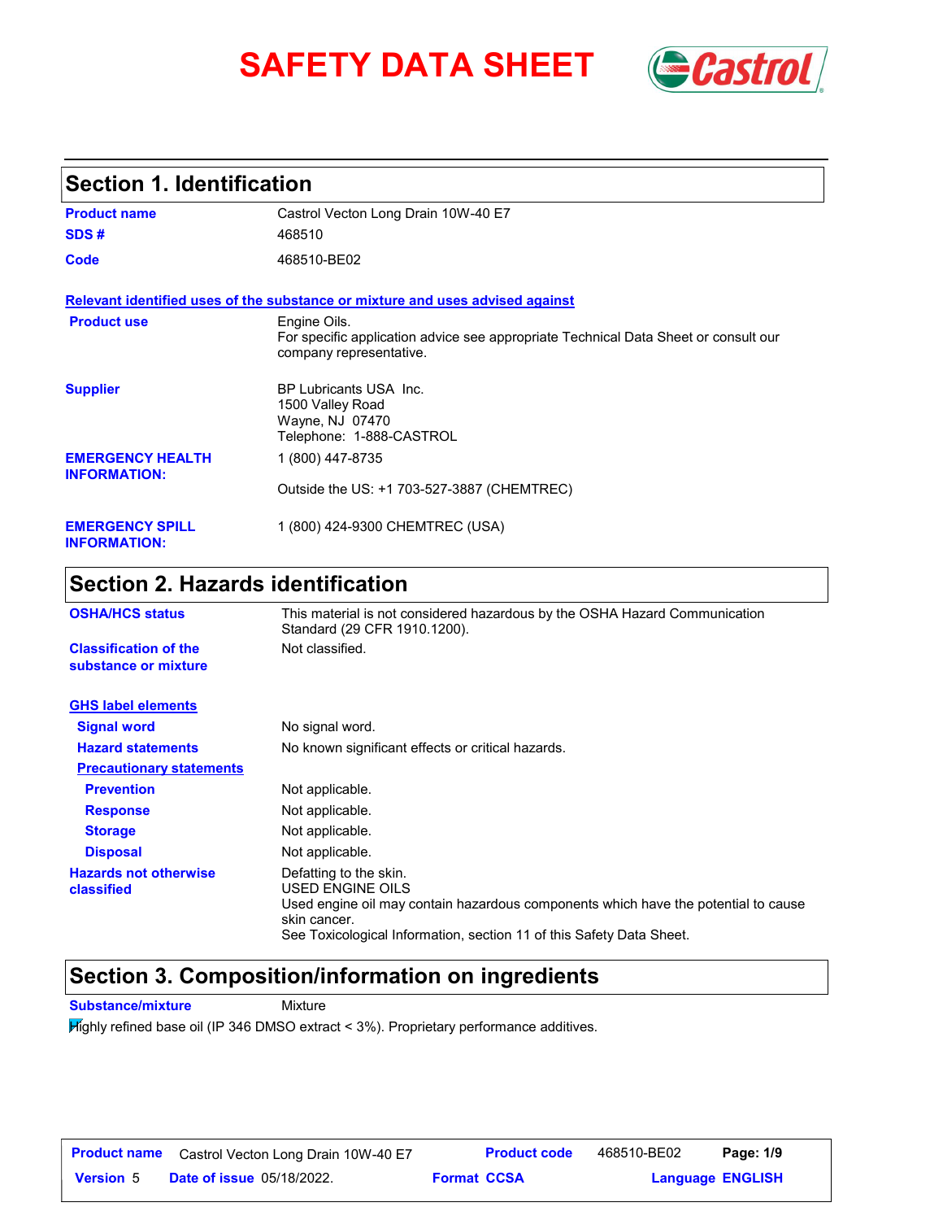# SAFETY DATA SHEET

## Section 1. Identification

| | |
|---|---|
| **Product name** | Castrol Vecton Long Drain 10W-40 E7 |
| **SDS #** | 468510 |
| **Code** | 468510-BE02 |

**Relevant identified uses of the substance or mixture and uses advised against**

| | |
|---|---|
| **Product use** | Engine Oils.<br>For specific application advice see appropriate Technical Data Sheet or consult our company representative. |
| **Supplier** | BP Lubricants USA Inc.<br>1500 Valley Road<br>Wayne, NJ 07470<br>Telephone: 1-888-CASTROL |
| **EMERGENCY HEALTH INFORMATION:** | 1 (800) 447-8735<br><br>Outside the US: +1 703-527-3887 (CHEMTREC) |
| **EMERGENCY SPILL INFORMATION:** | 1 (800) 424-9300 CHEMTREC (USA) |

## Section 2. Hazards identification

| | |
|---|---|
| **OSHA/HCS status** | This material is not considered hazardous by the OSHA Hazard Communication Standard (29 CFR 1910.1200). |
| **Classification of the substance or mixture** | Not classified. |

**GHS label elements**

| | |
|---|---|
| **Signal word** | No signal word. |
| **Hazard statements** | No known significant effects or critical hazards. |

**Precautionary statements**

| | |
|---|---|
| **Prevention** | Not applicable. |
| **Response** | Not applicable. |
| **Storage** | Not applicable. |
| **Disposal** | Not applicable. |
| **Hazards not otherwise classified** | Defatting to the skin.<br>USED ENGINE OILS<br>Used engine oil may contain hazardous components which have the potential to cause skin cancer.<br>See Toxicological Information, section 11 of this Safety Data Sheet. |

## Section 3. Composition/information on ingredients

| | |
|---|---|
| **Substance/mixture** | Mixture |

Highly refined base oil (IP 346 DMSO extract < 3%). Proprietary performance additives.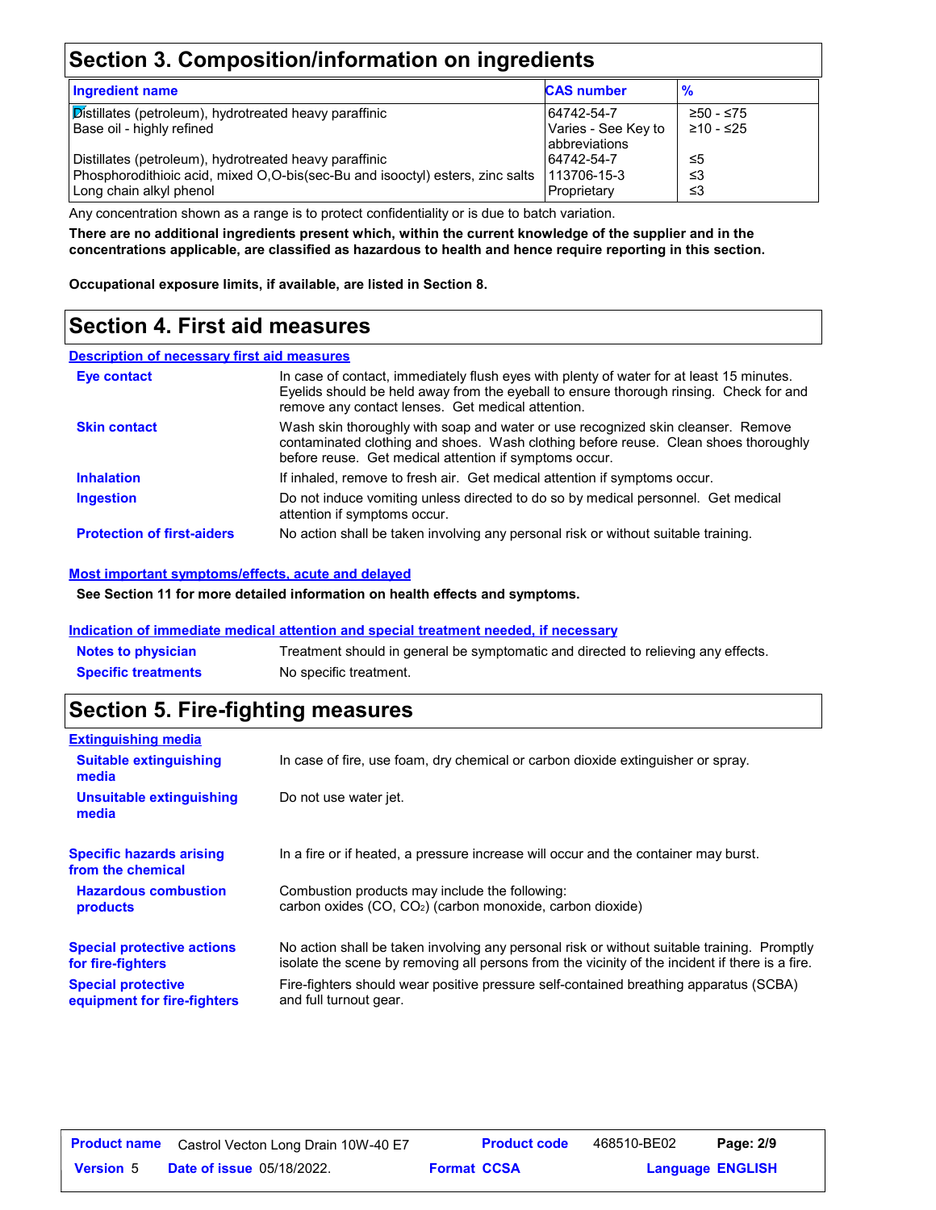## Section 3. Composition/information on ingredients

| Ingredient name | CAS number | % |
|---|---|---|
| Distillates (petroleum), hydrotreated heavy paraffinic | 64742-54-7 | ≥50 - ≤75 |
| Base oil - highly refined | Varies - See Key to abbreviations | ≥10 - ≤25 |
| Distillates (petroleum), hydrotreated heavy paraffinic | 64742-54-7 | ≤5 |
| Phosphorodithioic acid, mixed O,O-bis(sec-Bu and isooctyl) esters, zinc salts | 113706-15-3 | ≤3 |
| Long chain alkyl phenol | Proprietary | ≤3 |

Any concentration shown as a range is to protect confidentiality or is due to batch variation.

**There are no additional ingredients present which, within the current knowledge of the supplier and in the concentrations applicable, are classified as hazardous to health and hence require reporting in this section.**

**Occupational exposure limits, if available, are listed in Section 8.**

## Section 4. First aid measures

**Description of necessary first aid measures**

**Eye contact**: In case of contact, immediately flush eyes with plenty of water for at least 15 minutes. Eyelids should be held away from the eyeball to ensure thorough rinsing. Check for and remove any contact lenses. Get medical attention.

**Skin contact**: Wash skin thoroughly with soap and water or use recognized skin cleanser. Remove contaminated clothing and shoes. Wash clothing before reuse. Clean shoes thoroughly before reuse. Get medical attention if symptoms occur.

**Inhalation**: If inhaled, remove to fresh air. Get medical attention if symptoms occur.

**Ingestion**: Do not induce vomiting unless directed to do so by medical personnel. Get medical attention if symptoms occur.

**Protection of first-aiders**: No action shall be taken involving any personal risk or without suitable training.

**Most important symptoms/effects, acute and delayed**

**See Section 11 for more detailed information on health effects and symptoms.**

**Indication of immediate medical attention and special treatment needed, if necessary**

**Notes to physician**: Treatment should in general be symptomatic and directed to relieving any effects.

**Specific treatments**: No specific treatment.

## Section 5. Fire-fighting measures

**Extinguishing media**

**Suitable extinguishing media**: In case of fire, use foam, dry chemical or carbon dioxide extinguisher or spray.

**Unsuitable extinguishing media**: Do not use water jet.

**Specific hazards arising from the chemical**: In a fire or if heated, a pressure increase will occur and the container may burst.

**Hazardous combustion products**: Combustion products may include the following:
carbon oxides ($CO$, $CO_2$) (carbon monoxide, carbon dioxide)

**Special protective actions for fire-fighters**: No action shall be taken involving any personal risk or without suitable training. Promptly isolate the scene by removing all persons from the vicinity of the incident if there is a fire.

**Special protective equipment for fire-fighters**: Fire-fighters should wear positive pressure self-contained breathing apparatus (SCBA) and full turnout gear.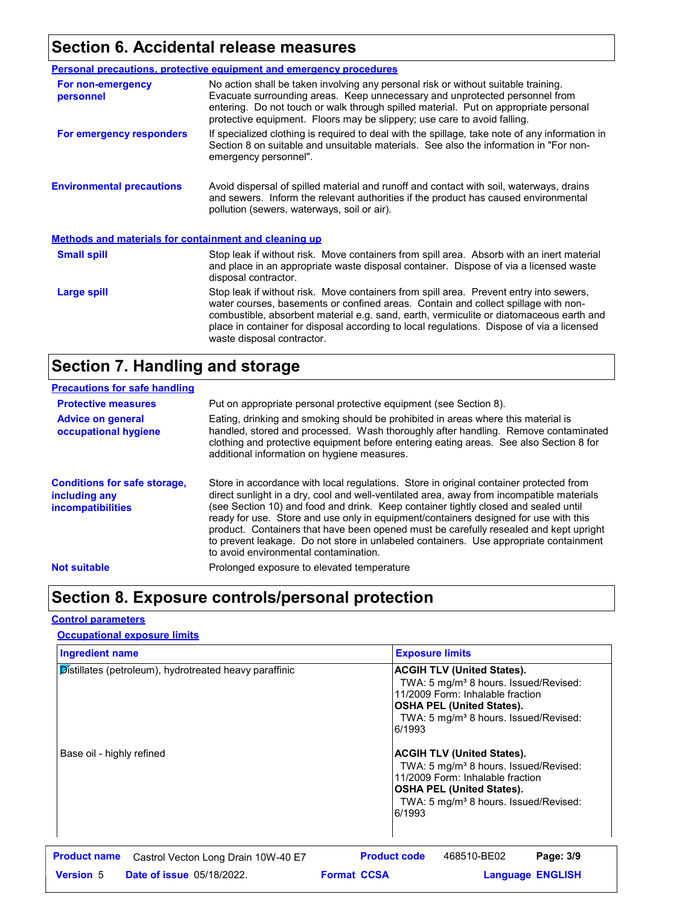## Section 6. Accidental release measures

### Personal precautions, protective equipment and emergency procedures

**For non-emergency personnel**

No action shall be taken involving any personal risk or without suitable training. Evacuate surrounding areas. Keep unnecessary and unprotected personnel from entering. Do not touch or walk through spilled material. Put on appropriate personal protective equipment. Floors may be slippery; use care to avoid falling.

**For emergency responders**

If specialized clothing is required to deal with the spillage, take note of any information in Section 8 on suitable and unsuitable materials. See also the information in "For non-emergency personnel".

**Environmental precautions**

Avoid dispersal of spilled material and runoff and contact with soil, waterways, drains and sewers. Inform the relevant authorities if the product has caused environmental pollution (sewers, waterways, soil or air).

### Methods and materials for containment and cleaning up

**Small spill**

Stop leak if without risk. Move containers from spill area. Absorb with an inert material and place in an appropriate waste disposal container. Dispose of via a licensed waste disposal contractor.

**Large spill**

Stop leak if without risk. Move containers from spill area. Prevent entry into sewers, water courses, basements or confined areas. Contain and collect spillage with non-combustible, absorbent material e.g. sand, earth, vermiculite or diatomaceous earth and place in container for disposal according to local regulations. Dispose of via a licensed waste disposal contractor.

## Section 7. Handling and storage

### Precautions for safe handling

**Protective measures**

Put on appropriate personal protective equipment (see Section 8).

**Advice on general occupational hygiene**

Eating, drinking and smoking should be prohibited in areas where this material is handled, stored and processed. Wash thoroughly after handling. Remove contaminated clothing and protective equipment before entering eating areas. See also Section 8 for additional information on hygiene measures.

**Conditions for safe storage, including any incompatibilities**

Store in accordance with local regulations. Store in original container protected from direct sunlight in a dry, cool and well-ventilated area, away from incompatible materials (see Section 10) and food and drink. Keep container tightly closed and sealed until ready for use. Store and use only in equipment/containers designed for use with this product. Containers that have been opened must be carefully resealed and kept upright to prevent leakage. Do not store in unlabeled containers. Use appropriate containment to avoid environmental contamination.

**Not suitable**

Prolonged exposure to elevated temperature

## Section 8. Exposure controls/personal protection

### Control parameters

#### Occupational exposure limits

| Ingredient name | Exposure limits |
| --- | --- |
| Distillates (petroleum), hydrotreated heavy paraffinic | **ACGIH TLV (United States).** TWA: 5 mg/m³ 8 hours. Issued/Revised: 11/2009 Form: Inhalable fraction **OSHA PEL (United States).** TWA: 5 mg/m³ 8 hours. Issued/Revised: 6/1993 |
| Base oil - highly refined | **ACGIH TLV (United States).** TWA: 5 mg/m³ 8 hours. Issued/Revised: 11/2009 Form: Inhalable fraction **OSHA PEL (United States).** TWA: 5 mg/m³ 8 hours. Issued/Revised: 6/1993 |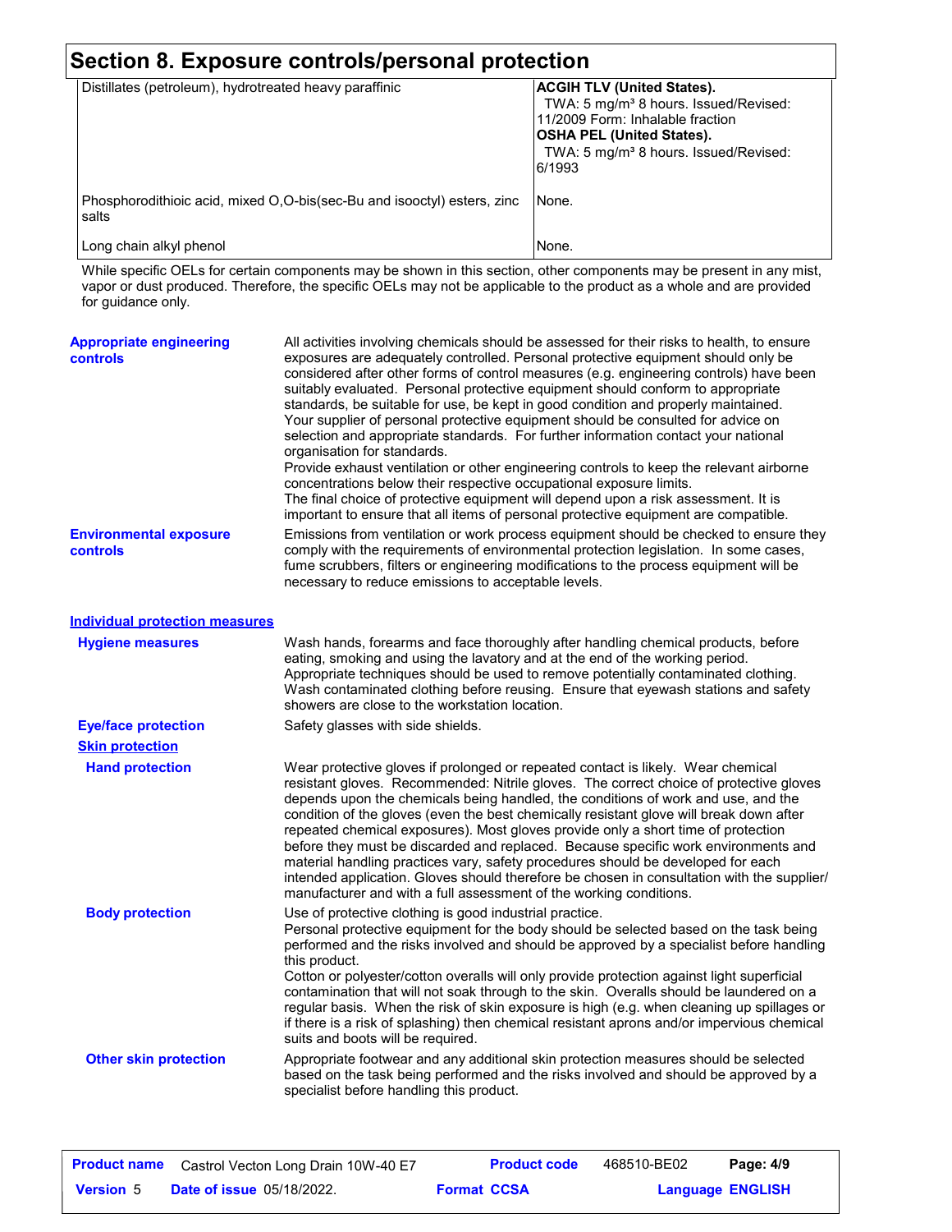## Section 8. Exposure controls/personal protection

| | |
|---|---|
| Distillates (petroleum), hydrotreated heavy paraffinic | **ACGIH TLV (United States).**<br>TWA: 5 mg/m³ 8 hours. Issued/Revised: 11/2009 Form: Inhalable fraction<br>**OSHA PEL (United States).**<br>TWA: 5 mg/m³ 8 hours. Issued/Revised: 6/1993 |
| Phosphorodithioic acid, mixed O,O-bis(sec-Bu and isooctyl) esters, zinc salts | None. |
| Long chain alkyl phenol | None. |

While specific OELs for certain components may be shown in this section, other components may be present in any mist, vapor or dust produced. Therefore, the specific OELs may not be applicable to the product as a whole and are provided for guidance only.

**Appropriate engineering controls**

All activities involving chemicals should be assessed for their risks to health, to ensure exposures are adequately controlled. Personal protective equipment should only be considered after other forms of control measures (e.g. engineering controls) have been suitably evaluated. Personal protective equipment should conform to appropriate standards, be suitable for use, be kept in good condition and properly maintained. Your supplier of personal protective equipment should be consulted for advice on selection and appropriate standards. For further information contact your national organisation for standards.
Provide exhaust ventilation or other engineering controls to keep the relevant airborne concentrations below their respective occupational exposure limits.
The final choice of protective equipment will depend upon a risk assessment. It is important to ensure that all items of personal protective equipment are compatible.

**Environmental exposure controls**

Emissions from ventilation or work process equipment should be checked to ensure they comply with the requirements of environmental protection legislation. In some cases, fume scrubbers, filters or engineering modifications to the process equipment will be necessary to reduce emissions to acceptable levels.

### Individual protection measures

**Hygiene measures**

Wash hands, forearms and face thoroughly after handling chemical products, before eating, smoking and using the lavatory and at the end of the working period. Appropriate techniques should be used to remove potentially contaminated clothing. Wash contaminated clothing before reusing. Ensure that eyewash stations and safety showers are close to the workstation location.

**Eye/face protection**

Safety glasses with side shields.

**Skin protection**

**Hand protection**

Wear protective gloves if prolonged or repeated contact is likely. Wear chemical resistant gloves. Recommended: Nitrile gloves. The correct choice of protective gloves depends upon the chemicals being handled, the conditions of work and use, and the condition of the gloves (even the best chemically resistant glove will break down after repeated chemical exposures). Most gloves provide only a short time of protection before they must be discarded and replaced. Because specific work environments and material handling practices vary, safety procedures should be developed for each intended application. Gloves should therefore be chosen in consultation with the supplier/manufacturer and with a full assessment of the working conditions.

**Body protection**

Use of protective clothing is good industrial practice.
Personal protective equipment for the body should be selected based on the task being performed and the risks involved and should be approved by a specialist before handling this product.
Cotton or polyester/cotton overalls will only provide protection against light superficial contamination that will not soak through to the skin. Overalls should be laundered on a regular basis. When the risk of skin exposure is high (e.g. when cleaning up spillages or if there is a risk of splashing) then chemical resistant aprons and/or impervious chemical suits and boots will be required.

**Other skin protection**

Appropriate footwear and any additional skin protection measures should be selected based on the task being performed and the risks involved and should be approved by a specialist before handling this product.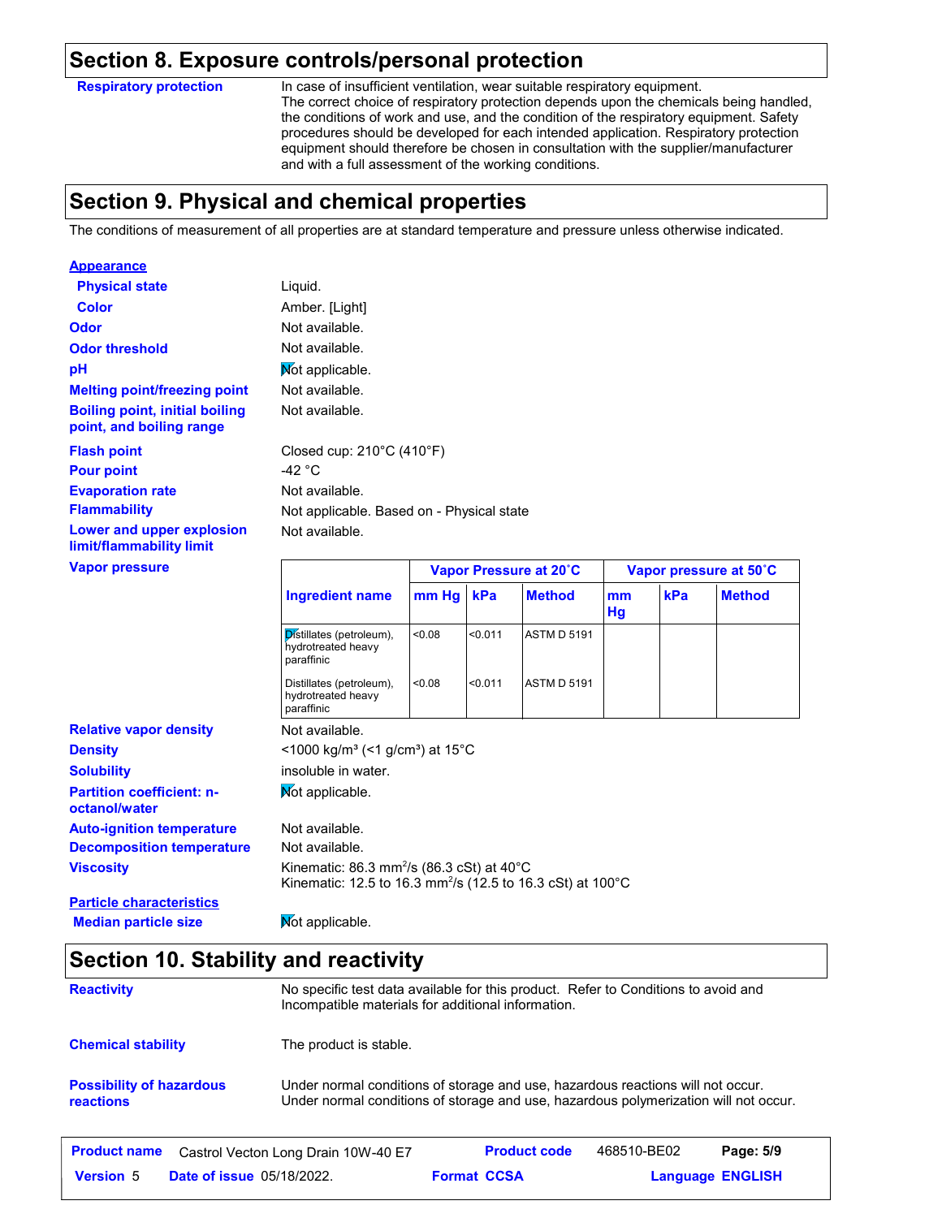## Section 8. Exposure controls/personal protection

**Respiratory protection** In case of insufficient ventilation, wear suitable respiratory equipment. The correct choice of respiratory protection depends upon the chemicals being handled, the conditions of work and use, and the condition of the respiratory equipment. Safety procedures should be developed for each intended application. Respiratory protection equipment should therefore be chosen in consultation with the supplier/manufacturer and with a full assessment of the working conditions.

## Section 9. Physical and chemical properties

The conditions of measurement of all properties are at standard temperature and pressure unless otherwise indicated.

**Appearance**

**Physical state** Liquid.

**Color** Amber. [Light]

**Odor** Not available.

**Odor threshold** Not available.

**pH** Not applicable.

**Melting point/freezing point** Not available.

**Boiling point, initial boiling point, and boiling range** Not available.

**Flash point** Closed cup: 210°C (410°F)

**Pour point** -42 °C

**Evaporation rate** Not available.

**Flammability** Not applicable. Based on - Physical state

**Lower and upper explosion limit/flammability limit** Not available.

**Vapor pressure**

| Ingredient name | Vapor Pressure at 20˚C | | | Vapor pressure at 50˚C | | |
|---|---|---|---|---|---|---|
| | mm Hg | kPa | Method | mm Hg | kPa | Method |
| Distillates (petroleum), hydrotreated heavy paraffinic | <0.08 | <0.011 | ASTM D 5191 | | | |
| Distillates (petroleum), hydrotreated heavy paraffinic | <0.08 | <0.011 | ASTM D 5191 | | | |

**Relative vapor density** Not available.

**Density** <1000 kg/m³ (<1 g/cm³) at 15°C

**Solubility** insoluble in water.

**Partition coefficient: n-octanol/water** Not applicable.

**Auto-ignition temperature** Not available.

**Decomposition temperature** Not available.

**Viscosity** Kinematic: 86.3 mm²/s (86.3 cSt) at 40°C
Kinematic: 12.5 to 16.3 mm²/s (12.5 to 16.3 cSt) at 100°C

**Particle characteristics**

**Median particle size** Not applicable.

## Section 10. Stability and reactivity

**Reactivity** No specific test data available for this product. Refer to Conditions to avoid and Incompatible materials for additional information.

**Chemical stability** The product is stable.

**Possibility of hazardous reactions** Under normal conditions of storage and use, hazardous reactions will not occur. Under normal conditions of storage and use, hazardous polymerization will not occur.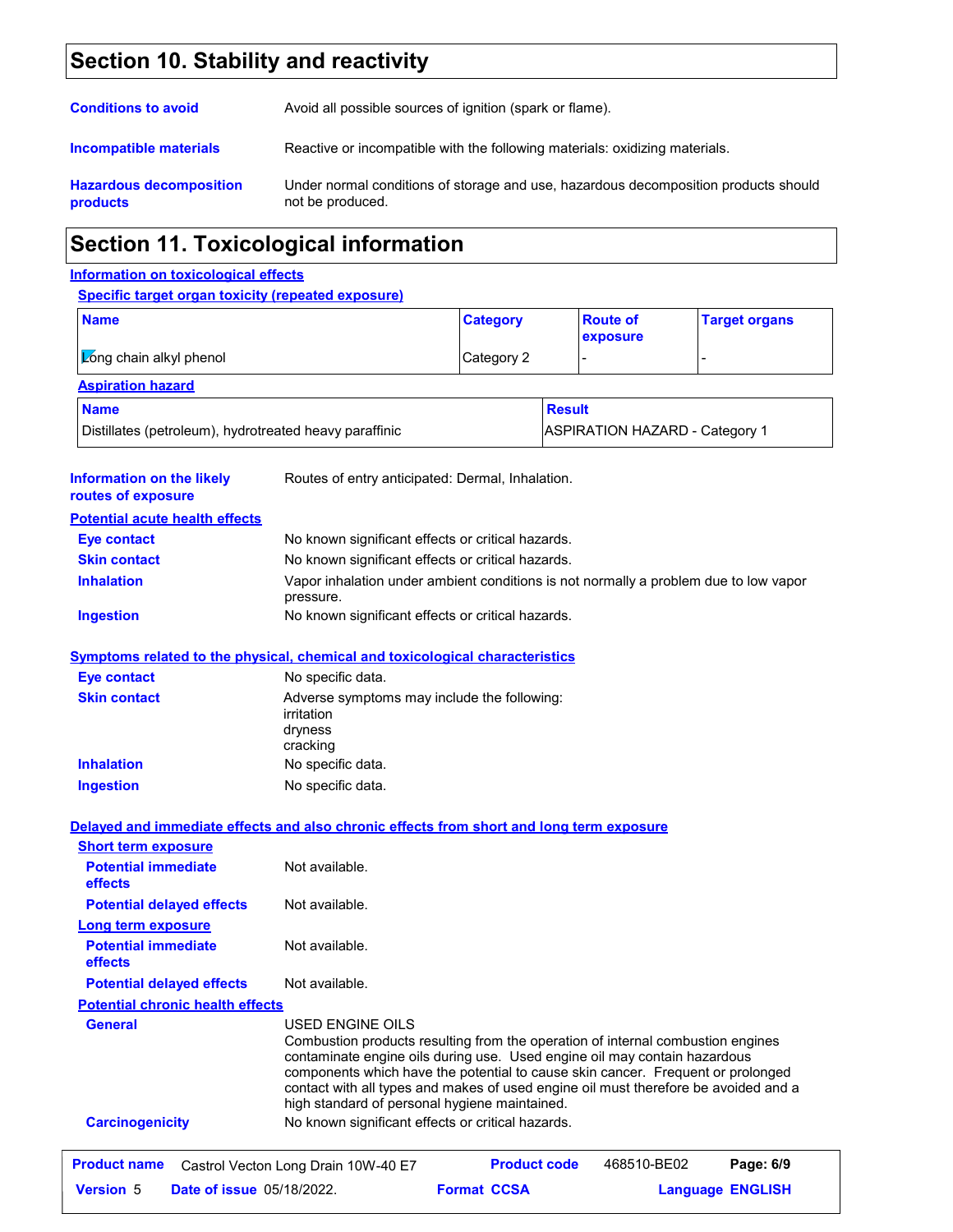## Section 10. Stability and reactivity

**Conditions to avoid** Avoid all possible sources of ignition (spark or flame).

**Incompatible materials** Reactive or incompatible with the following materials: oxidizing materials.

**Hazardous decomposition products** Under normal conditions of storage and use, hazardous decomposition products should not be produced.

## Section 11. Toxicological information

### Information on toxicological effects

#### Specific target organ toxicity (repeated exposure)

| Name | Category | Route of exposure | Target organs |
|---|---|---|---|
| Long chain alkyl phenol | Category 2 | - | - |

#### Aspiration hazard

| Name | Result |
|---|---|
| Distillates (petroleum), hydrotreated heavy paraffinic | ASPIRATION HAZARD - Category 1 |

**Information on the likely routes of exposure** Routes of entry anticipated: Dermal, Inhalation.

#### Potential acute health effects

**Eye contact** No known significant effects or critical hazards.

**Skin contact** No known significant effects or critical hazards.

**Inhalation** Vapor inhalation under ambient conditions is not normally a problem due to low vapor pressure.

**Ingestion** No known significant effects or critical hazards.

#### Symptoms related to the physical, chemical and toxicological characteristics

**Eye contact** No specific data.

**Skin contact** Adverse symptoms may include the following:
irritation
dryness
cracking

**Inhalation** No specific data.

**Ingestion** No specific data.

#### Delayed and immediate effects and also chronic effects from short and long term exposure

**Short term exposure**

**Potential immediate effects** Not available.

**Potential delayed effects** Not available.

**Long term exposure**

**Potential immediate effects** Not available.

**Potential delayed effects** Not available.

#### Potential chronic health effects

**General** USED ENGINE OILS
Combustion products resulting from the operation of internal combustion engines contaminate engine oils during use. Used engine oil may contain hazardous components which have the potential to cause skin cancer. Frequent or prolonged contact with all types and makes of used engine oil must therefore be avoided and a high standard of personal hygiene maintained.

**Carcinogenicity** No known significant effects or critical hazards.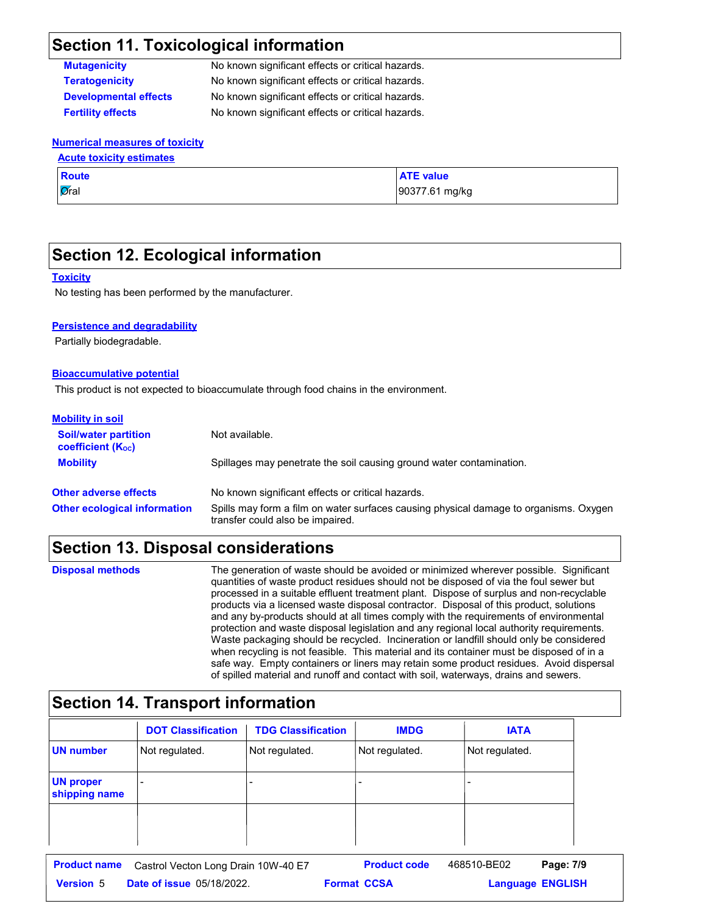## Section 11. Toxicological information

**Mutagenicity** No known significant effects or critical hazards.

**Teratogenicity** No known significant effects or critical hazards.

**Developmental effects** No known significant effects or critical hazards.

**Fertility effects** No known significant effects or critical hazards.

### Numerical measures of toxicity

#### Acute toxicity estimates

| Route | ATE value |
|---|---|
| Oral | 90377.61 mg/kg |

## Section 12. Ecological information

### Toxicity

No testing has been performed by the manufacturer.

### Persistence and degradability

Partially biodegradable.

### Bioaccumulative potential

This product is not expected to bioaccumulate through food chains in the environment.

### Mobility in soil

**Soil/water partition coefficient ($K_{OC}$)** Not available.

**Mobility** Spillages may penetrate the soil causing ground water contamination.

**Other adverse effects** No known significant effects or critical hazards.

**Other ecological information** Spills may form a film on water surfaces causing physical damage to organisms. Oxygen transfer could also be impaired.

## Section 13. Disposal considerations

**Disposal methods** The generation of waste should be avoided or minimized wherever possible. Significant quantities of waste product residues should not be disposed of via the foul sewer but processed in a suitable effluent treatment plant. Dispose of surplus and non-recyclable products via a licensed waste disposal contractor. Disposal of this product, solutions and any by-products should at all times comply with the requirements of environmental protection and waste disposal legislation and any regional local authority requirements. Waste packaging should be recycled. Incineration or landfill should only be considered when recycling is not feasible. This material and its container must be disposed of in a safe way. Empty containers or liners may retain some product residues. Avoid dispersal of spilled material and runoff and contact with soil, waterways, drains and sewers.

## Section 14. Transport information

| | DOT Classification | TDG Classification | IMDG | IATA |
|---|---|---|---|---|
| UN number | Not regulated. | Not regulated. | Not regulated. | Not regulated. |
| UN proper shipping name | - | - | - | - |
| | | | | |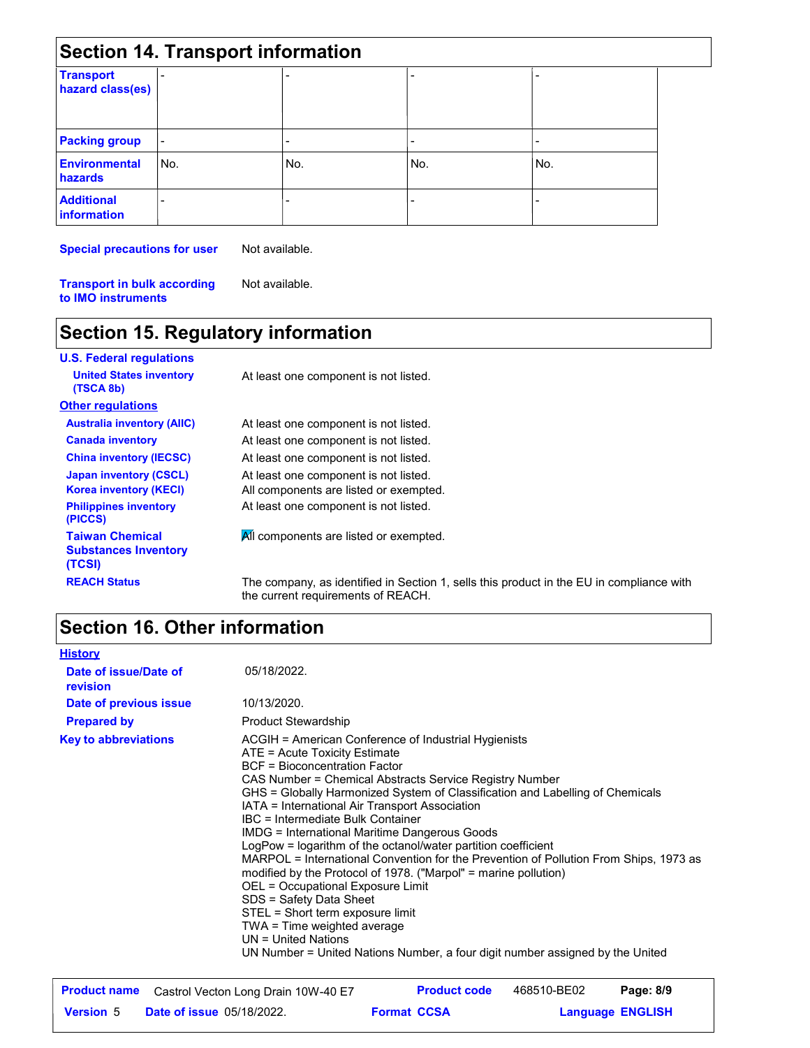## Section 14. Transport information

| | | | | |
|---|---|---|---|---|
| **Transport hazard class(es)** | - | - | - | - |
| **Packing group** | - | - | - | - |
| **Environmental hazards** | No. | No. | No. | No. |
| **Additional information** | - | - | - | - |

**Special precautions for user** Not available.

**Transport in bulk according to IMO instruments** Not available.

## Section 15. Regulatory information

**U.S. Federal regulations**

**United States inventory (TSCA 8b)** At least one component is not listed.

**Other regulations**

**Australia inventory (AIIC)** At least one component is not listed.

**Canada inventory** At least one component is not listed.

**China inventory (IECSC)** At least one component is not listed.

**Japan inventory (CSCL)** At least one component is not listed.

**Korea inventory (KECI)** All components are listed or exempted.

**Philippines inventory (PICCS)** At least one component is not listed.

**Taiwan Chemical Substances Inventory (TCSI)** All components are listed or exempted.

**REACH Status** The company, as identified in Section 1, sells this product in the EU in compliance with the current requirements of REACH.

## Section 16. Other information

**History**

**Date of issue/Date of revision** 05/18/2022.

**Date of previous issue** 10/13/2020.

**Prepared by** Product Stewardship

**Key to abbreviations**

ACGIH = American Conference of Industrial Hygienists
ATE = Acute Toxicity Estimate
BCF = Bioconcentration Factor
CAS Number = Chemical Abstracts Service Registry Number
GHS = Globally Harmonized System of Classification and Labelling of Chemicals
IATA = International Air Transport Association
IBC = Intermediate Bulk Container
IMDG = International Maritime Dangerous Goods
LogPow = logarithm of the octanol/water partition coefficient
MARPOL = International Convention for the Prevention of Pollution From Ships, 1973 as modified by the Protocol of 1978. ("Marpol" = marine pollution)
OEL = Occupational Exposure Limit
SDS = Safety Data Sheet
STEL = Short term exposure limit
TWA = Time weighted average
UN = United Nations
UN Number = United Nations Number, a four digit number assigned by the United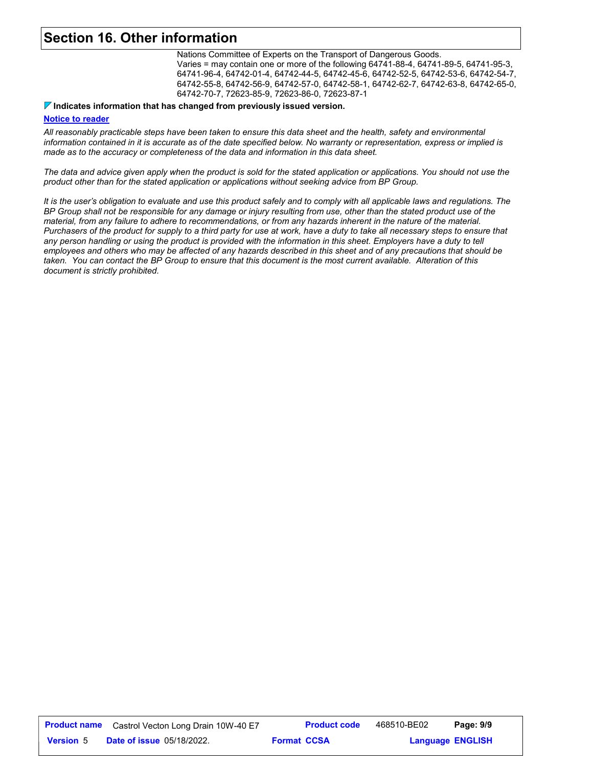## Section 16. Other information

Nations Committee of Experts on the Transport of Dangerous Goods.
Varies = may contain one or more of the following 64741-88-4, 64741-89-5, 64741-95-3, 64741-96-4, 64742-01-4, 64742-44-5, 64742-45-6, 64742-52-5, 64742-53-6, 64742-54-7, 64742-55-8, 64742-56-9, 64742-57-0, 64742-58-1, 64742-62-7, 64742-63-8, 64742-65-0, 64742-70-7, 72623-85-9, 72623-86-0, 72623-87-1

**Indicates information that has changed from previously issued version.**

**Notice to reader**

*All reasonably practicable steps have been taken to ensure this data sheet and the health, safety and environmental information contained in it is accurate as of the date specified below. No warranty or representation, express or implied is made as to the accuracy or completeness of the data and information in this data sheet.*

*The data and advice given apply when the product is sold for the stated application or applications. You should not use the product other than for the stated application or applications without seeking advice from BP Group.*

*It is the user's obligation to evaluate and use this product safely and to comply with all applicable laws and regulations. The BP Group shall not be responsible for any damage or injury resulting from use, other than the stated product use of the material, from any failure to adhere to recommendations, or from any hazards inherent in the nature of the material. Purchasers of the product for supply to a third party for use at work, have a duty to take all necessary steps to ensure that any person handling or using the product is provided with the information in this sheet. Employers have a duty to tell employees and others who may be affected of any hazards described in this sheet and of any precautions that should be taken. You can contact the BP Group to ensure that this document is the most current available. Alteration of this document is strictly prohibited.*